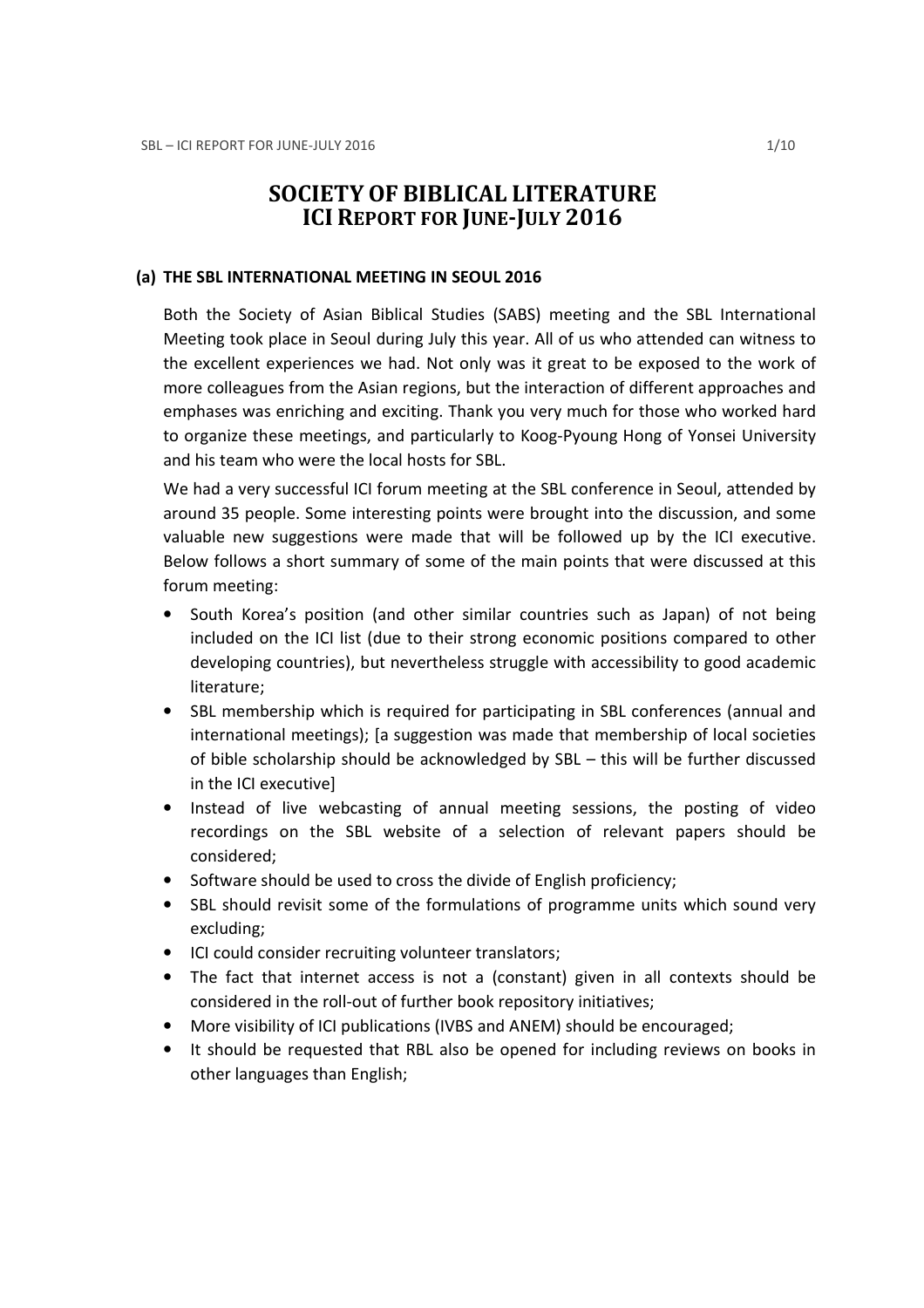# SOCIETY OF BIBLICAL LITERATURE
## ICI REPORT FOR JUNE-JULY 2016

### (a) THE SBL INTERNATIONAL MEETING IN SEOUL 2016

Both the Society of Asian Biblical Studies (SABS) meeting and the SBL International Meeting took place in Seoul during July this year. All of us who attended can witness to the excellent experiences we had. Not only was it great to be exposed to the work of more colleagues from the Asian regions, but the interaction of different approaches and emphases was enriching and exciting. Thank you very much for those who worked hard to organize these meetings, and particularly to Koog-Pyoung Hong of Yonsei University and his team who were the local hosts for SBL.

We had a very successful ICI forum meeting at the SBL conference in Seoul, attended by around 35 people. Some interesting points were brought into the discussion, and some valuable new suggestions were made that will be followed up by the ICI executive. Below follows a short summary of some of the main points that were discussed at this forum meeting:

- South Korea's position (and other similar countries such as Japan) of not being included on the ICI list (due to their strong economic positions compared to other developing countries), but nevertheless struggle with accessibility to good academic literature;
- SBL membership which is required for participating in SBL conferences (annual and international meetings); [a suggestion was made that membership of local societies of bible scholarship should be acknowledged by SBL – this will be further discussed in the ICI executive]
- Instead of live webcasting of annual meeting sessions, the posting of video recordings on the SBL website of a selection of relevant papers should be considered;
- Software should be used to cross the divide of English proficiency;
- SBL should revisit some of the formulations of programme units which sound very excluding;
- ICI could consider recruiting volunteer translators;
- The fact that internet access is not a (constant) given in all contexts should be considered in the roll-out of further book repository initiatives;
- More visibility of ICI publications (IVBS and ANEM) should be encouraged;
- It should be requested that RBL also be opened for including reviews on books in other languages than English;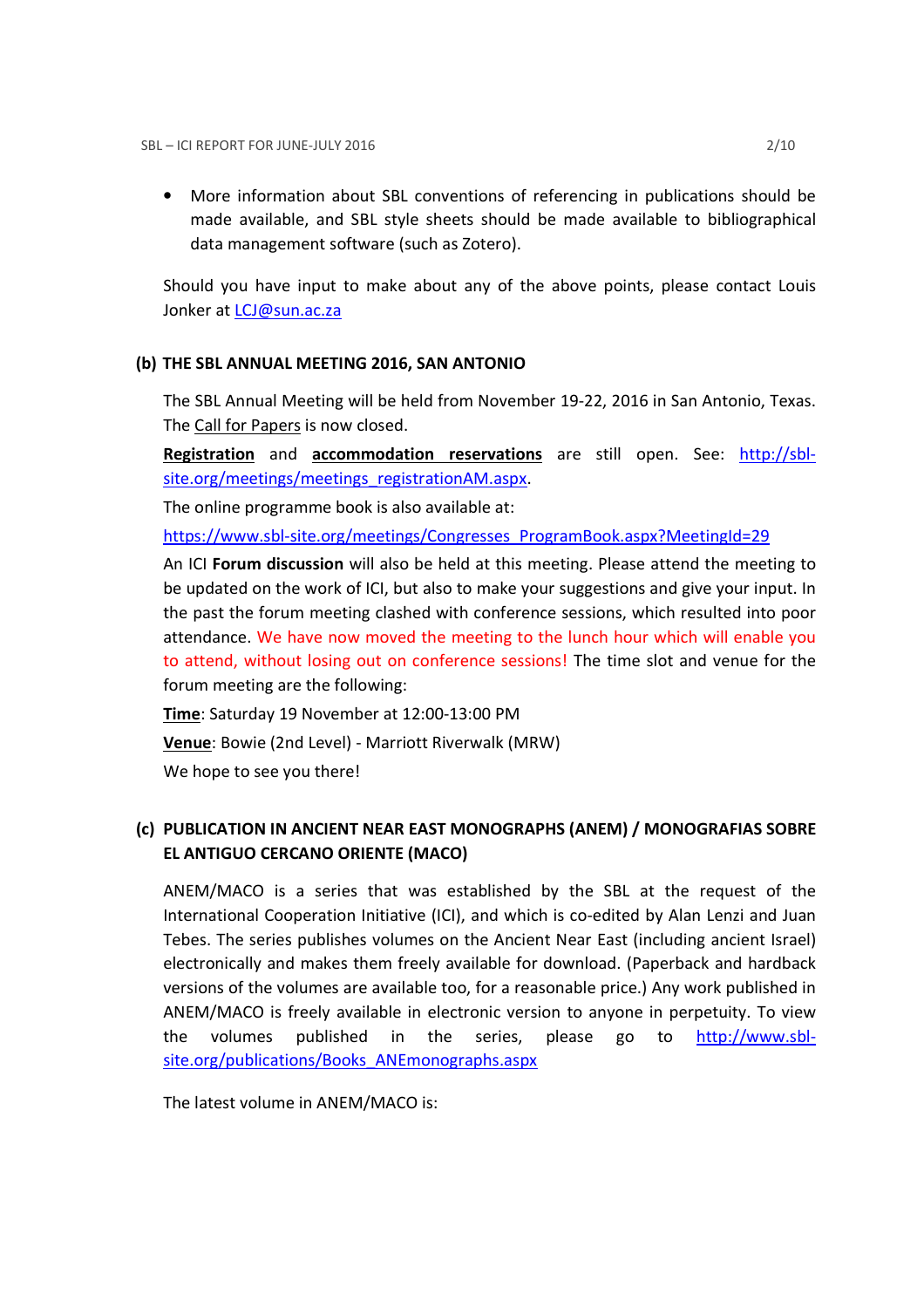- More information about SBL conventions of referencing in publications should be made available, and SBL style sheets should be made available to bibliographical data management software (such as Zotero).

Should you have input to make about any of the above points, please contact Louis Jonker at LCJ@sun.ac.za

## (b) THE SBL ANNUAL MEETING 2016, SAN ANTONIO

The SBL Annual Meeting will be held from November 19-22, 2016 in San Antonio, Texas. The Call for Papers is now closed.

**Registration** and **accommodation reservations** are still open. See: http://sbl-site.org/meetings/meetings_registrationAM.aspx.

The online programme book is also available at:

https://www.sbl-site.org/meetings/Congresses_ProgramBook.aspx?MeetingId=29

An ICI **Forum discussion** will also be held at this meeting. Please attend the meeting to be updated on the work of ICI, but also to make your suggestions and give your input. In the past the forum meeting clashed with conference sessions, which resulted into poor attendance. We have now moved the meeting to the lunch hour which will enable you to attend, without losing out on conference sessions! The time slot and venue for the forum meeting are the following:

**Time**: Saturday 19 November at 12:00-13:00 PM

**Venue**: Bowie (2nd Level) - Marriott Riverwalk (MRW)

We hope to see you there!

## (c) PUBLICATION IN ANCIENT NEAR EAST MONOGRAPHS (ANEM) / MONOGRAFIAS SOBRE EL ANTIGUO CERCANO ORIENTE (MACO)

ANEM/MACO is a series that was established by the SBL at the request of the International Cooperation Initiative (ICI), and which is co-edited by Alan Lenzi and Juan Tebes. The series publishes volumes on the Ancient Near East (including ancient Israel) electronically and makes them freely available for download. (Paperback and hardback versions of the volumes are available too, for a reasonable price.) Any work published in ANEM/MACO is freely available in electronic version to anyone in perpetuity. To view the volumes published in the series, please go to http://www.sbl-site.org/publications/Books_ANEmonographs.aspx

The latest volume in ANEM/MACO is: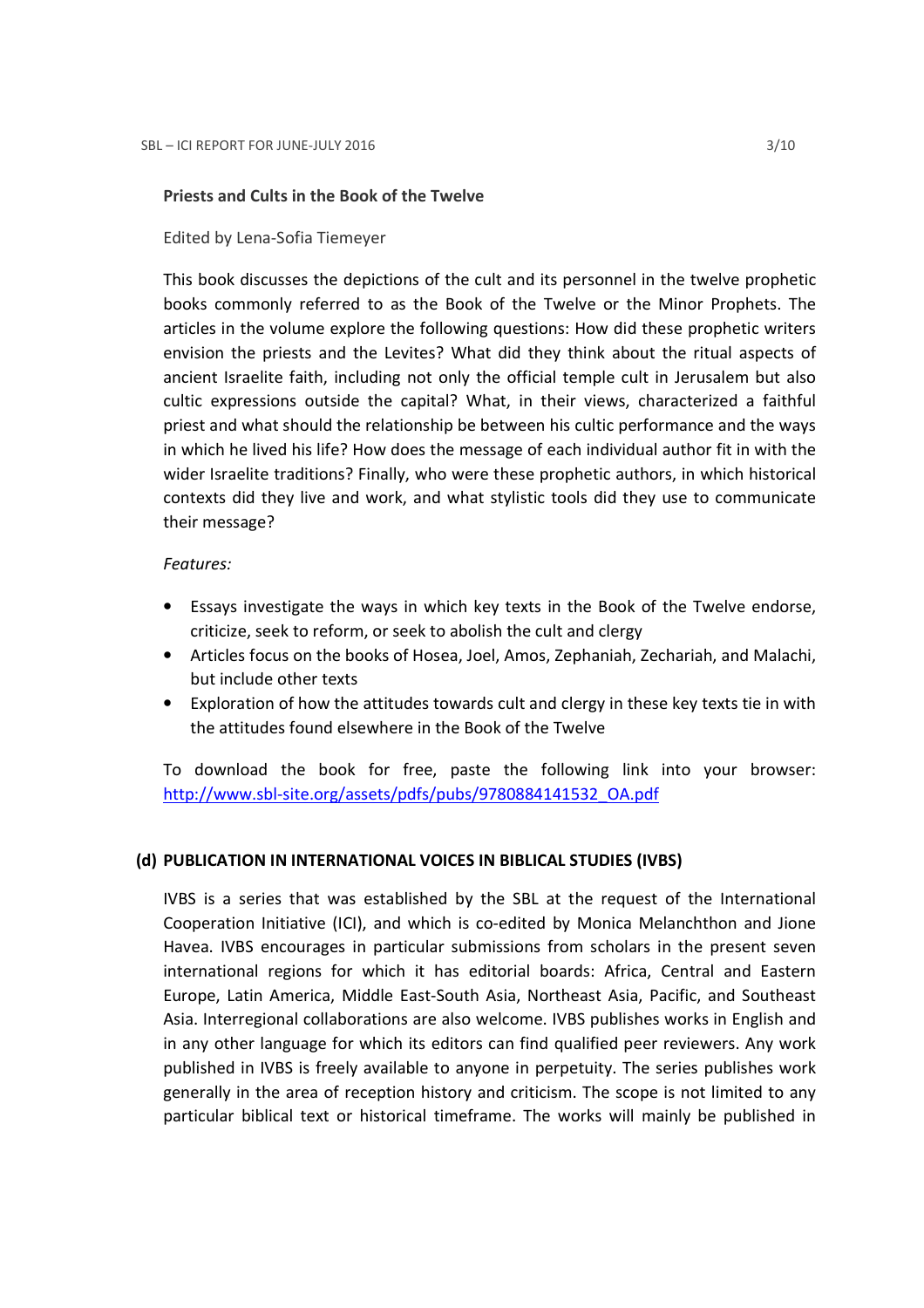**Priests and Cults in the Book of the Twelve**

Edited by Lena-Sofia Tiemeyer

This book discusses the depictions of the cult and its personnel in the twelve prophetic books commonly referred to as the Book of the Twelve or the Minor Prophets. The articles in the volume explore the following questions: How did these prophetic writers envision the priests and the Levites? What did they think about the ritual aspects of ancient Israelite faith, including not only the official temple cult in Jerusalem but also cultic expressions outside the capital? What, in their views, characterized a faithful priest and what should the relationship be between his cultic performance and the ways in which he lived his life? How does the message of each individual author fit in with the wider Israelite traditions? Finally, who were these prophetic authors, in which historical contexts did they live and work, and what stylistic tools did they use to communicate their message?

*Features:*

- Essays investigate the ways in which key texts in the Book of the Twelve endorse, criticize, seek to reform, or seek to abolish the cult and clergy
- Articles focus on the books of Hosea, Joel, Amos, Zephaniah, Zechariah, and Malachi, but include other texts
- Exploration of how the attitudes towards cult and clergy in these key texts tie in with the attitudes found elsewhere in the Book of the Twelve

To download the book for free, paste the following link into your browser: [http://www.sbl-site.org/assets/pdfs/pubs/9780884141532_OA.pdf](http://www.sbl-site.org/assets/pdfs/pubs/9780884141532_OA.pdf)

### (d) PUBLICATION IN INTERNATIONAL VOICES IN BIBLICAL STUDIES (IVBS)

IVBS is a series that was established by the SBL at the request of the International Cooperation Initiative (ICI), and which is co-edited by Monica Melanchthon and Jione Havea. IVBS encourages in particular submissions from scholars in the present seven international regions for which it has editorial boards: Africa, Central and Eastern Europe, Latin America, Middle East-South Asia, Northeast Asia, Pacific, and Southeast Asia. Interregional collaborations are also welcome. IVBS publishes works in English and in any other language for which its editors can find qualified peer reviewers. Any work published in IVBS is freely available to anyone in perpetuity. The series publishes work generally in the area of reception history and criticism. The scope is not limited to any particular biblical text or historical timeframe. The works will mainly be published in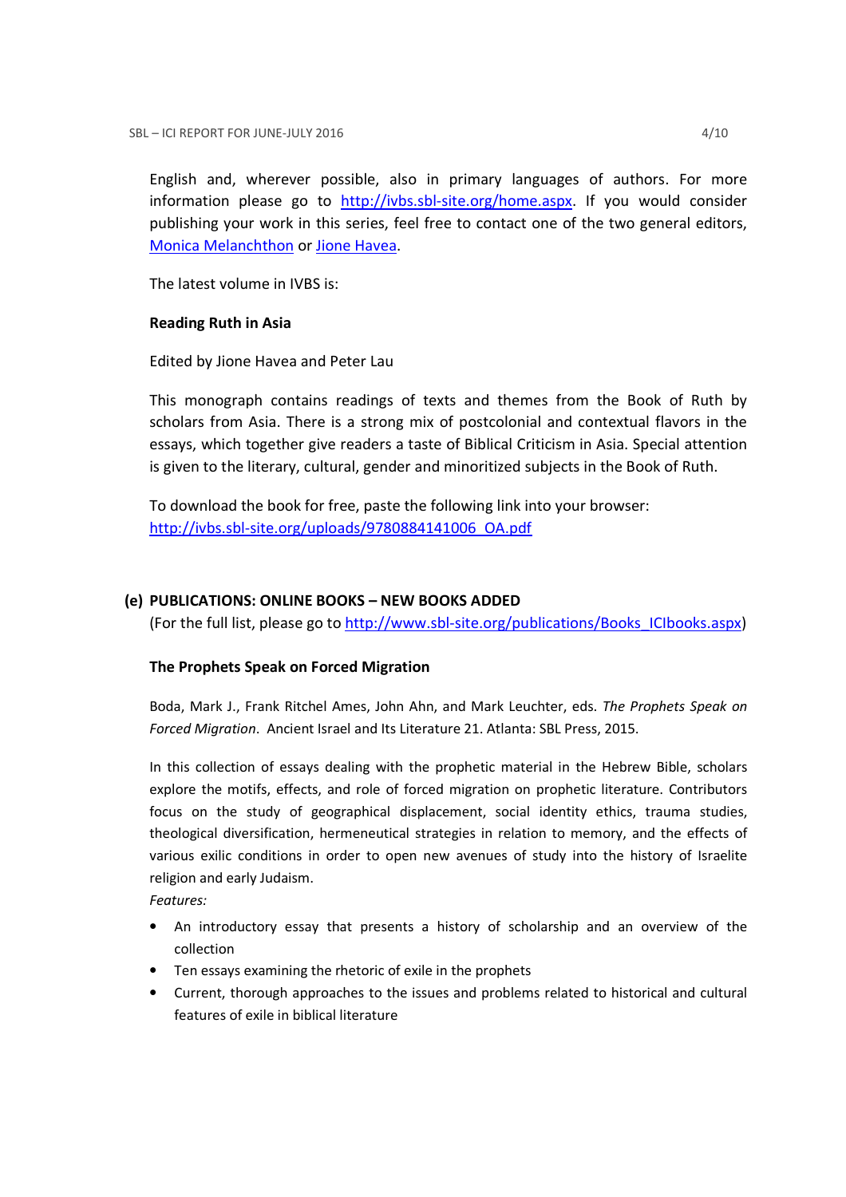English and, wherever possible, also in primary languages of authors. For more information please go to http://ivbs.sbl-site.org/home.aspx. If you would consider publishing your work in this series, feel free to contact one of the two general editors, Monica Melanchthon or Jione Havea.

The latest volume in IVBS is:

**Reading Ruth in Asia**

Edited by Jione Havea and Peter Lau

This monograph contains readings of texts and themes from the Book of Ruth by scholars from Asia. There is a strong mix of postcolonial and contextual flavors in the essays, which together give readers a taste of Biblical Criticism in Asia. Special attention is given to the literary, cultural, gender and minoritized subjects in the Book of Ruth.

To download the book for free, paste the following link into your browser:
http://ivbs.sbl-site.org/uploads/9780884141006_OA.pdf

## (e) PUBLICATIONS: ONLINE BOOKS – NEW BOOKS ADDED

(For the full list, please go to http://www.sbl-site.org/publications/Books_ICIbooks.aspx)

**The Prophets Speak on Forced Migration**

Boda, Mark J., Frank Ritchel Ames, John Ahn, and Mark Leuchter, eds. *The Prophets Speak on Forced Migration*. Ancient Israel and Its Literature 21. Atlanta: SBL Press, 2015.

In this collection of essays dealing with the prophetic material in the Hebrew Bible, scholars explore the motifs, effects, and role of forced migration on prophetic literature. Contributors focus on the study of geographical displacement, social identity ethics, trauma studies, theological diversification, hermeneutical strategies in relation to memory, and the effects of various exilic conditions in order to open new avenues of study into the history of Israelite religion and early Judaism.

*Features:*

- An introductory essay that presents a history of scholarship and an overview of the collection
- Ten essays examining the rhetoric of exile in the prophets
- Current, thorough approaches to the issues and problems related to historical and cultural features of exile in biblical literature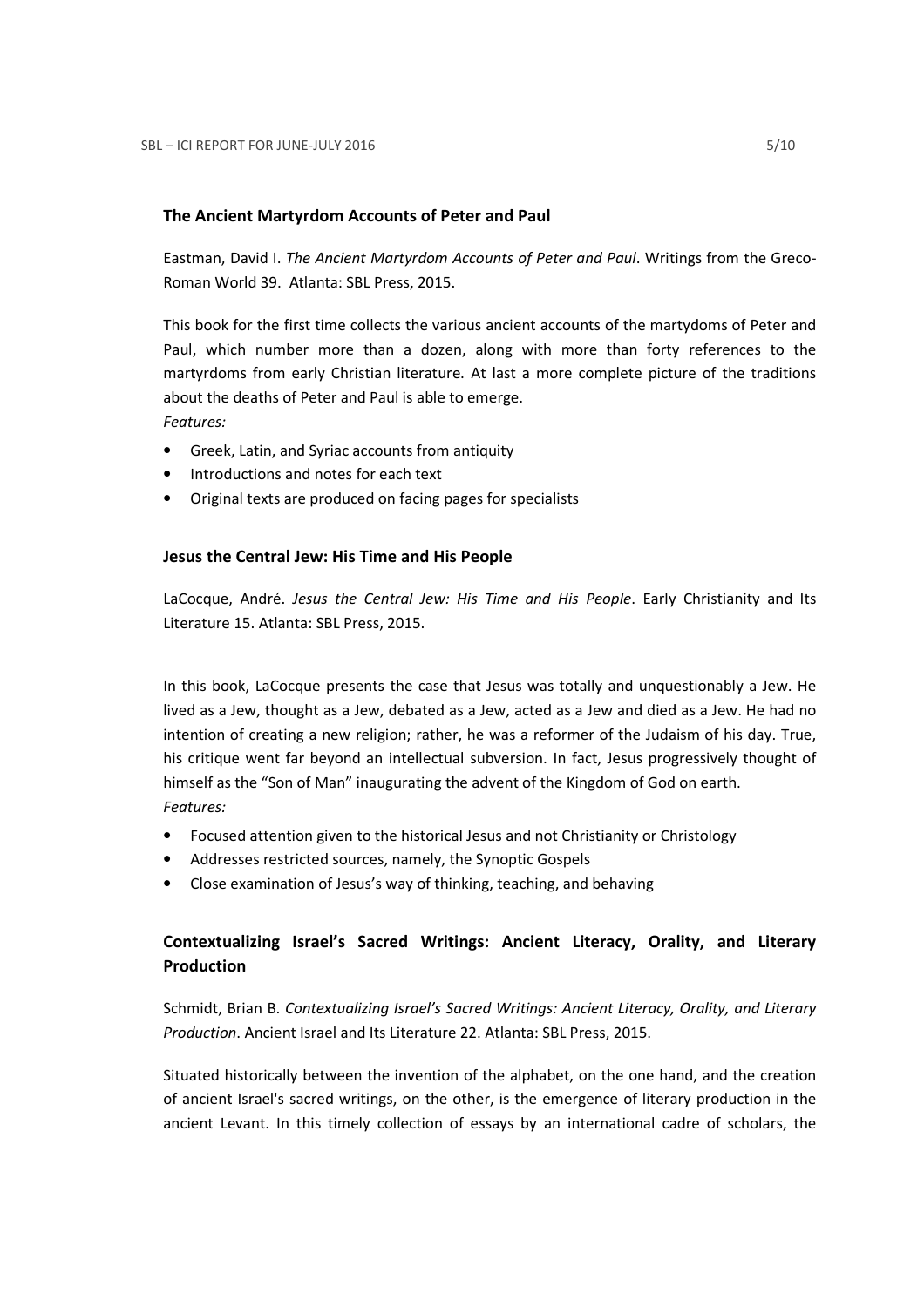### The Ancient Martyrdom Accounts of Peter and Paul

Eastman, David I. *The Ancient Martyrdom Accounts of Peter and Paul*. Writings from the Greco-Roman World 39. Atlanta: SBL Press, 2015.

This book for the first time collects the various ancient accounts of the martydoms of Peter and Paul, which number more than a dozen, along with more than forty references to the martyrdoms from early Christian literature. At last a more complete picture of the traditions about the deaths of Peter and Paul is able to emerge.

*Features:*

- Greek, Latin, and Syriac accounts from antiquity
- Introductions and notes for each text
- Original texts are produced on facing pages for specialists

### Jesus the Central Jew: His Time and His People

LaCocque, André. *Jesus the Central Jew: His Time and His People*. Early Christianity and Its Literature 15. Atlanta: SBL Press, 2015.

In this book, LaCocque presents the case that Jesus was totally and unquestionably a Jew. He lived as a Jew, thought as a Jew, debated as a Jew, acted as a Jew and died as a Jew. He had no intention of creating a new religion; rather, he was a reformer of the Judaism of his day. True, his critique went far beyond an intellectual subversion. In fact, Jesus progressively thought of himself as the "Son of Man" inaugurating the advent of the Kingdom of God on earth.

*Features:*

- Focused attention given to the historical Jesus and not Christianity or Christology
- Addresses restricted sources, namely, the Synoptic Gospels
- Close examination of Jesus's way of thinking, teaching, and behaving

### Contextualizing Israel's Sacred Writings: Ancient Literacy, Orality, and Literary Production

Schmidt, Brian B. *Contextualizing Israel's Sacred Writings: Ancient Literacy, Orality, and Literary Production*. Ancient Israel and Its Literature 22. Atlanta: SBL Press, 2015.

Situated historically between the invention of the alphabet, on the one hand, and the creation of ancient Israel's sacred writings, on the other, is the emergence of literary production in the ancient Levant. In this timely collection of essays by an international cadre of scholars, the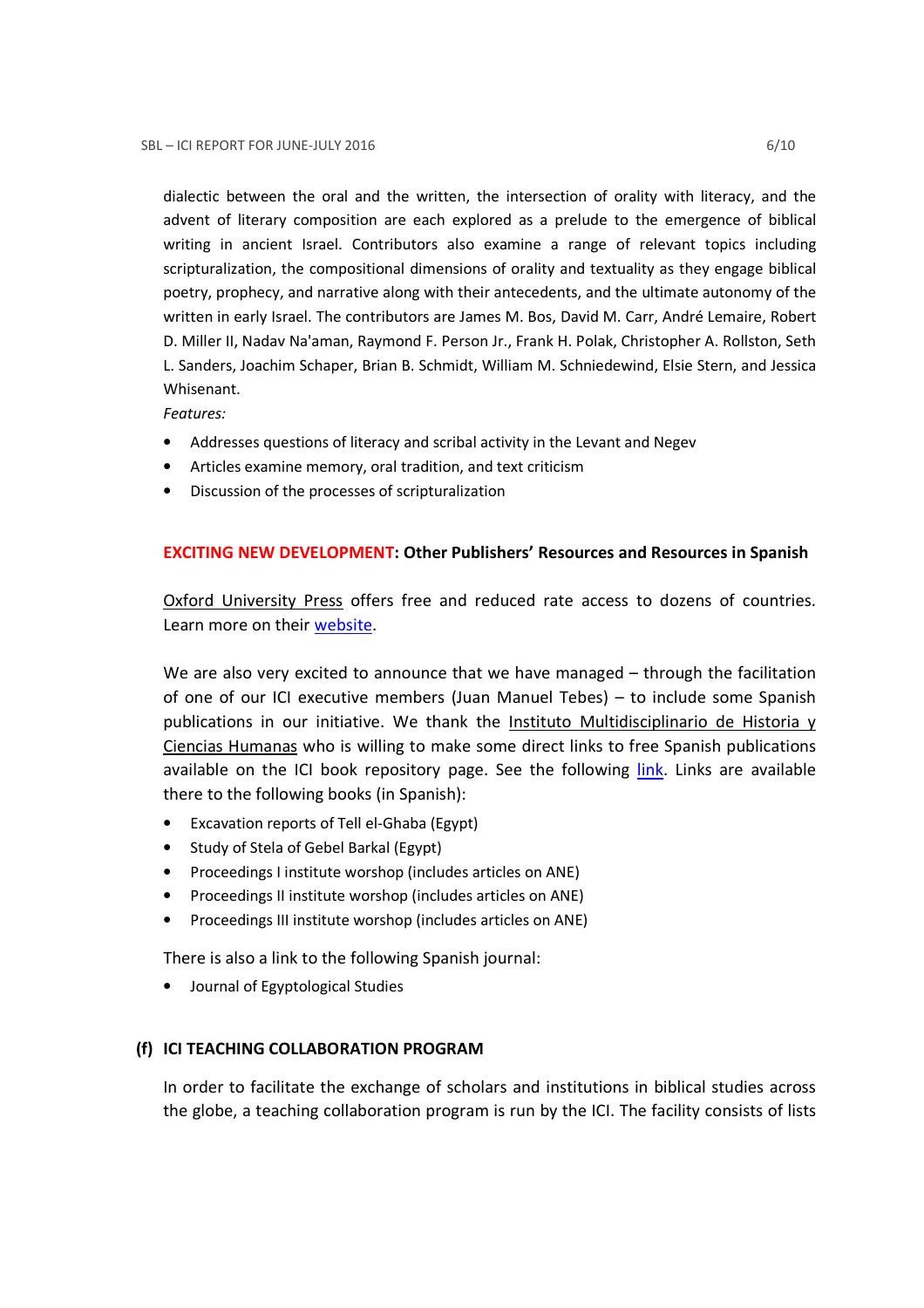dialectic between the oral and the written, the intersection of orality with literacy, and the advent of literary composition are each explored as a prelude to the emergence of biblical writing in ancient Israel. Contributors also examine a range of relevant topics including scripturalization, the compositional dimensions of orality and textuality as they engage biblical poetry, prophecy, and narrative along with their antecedents, and the ultimate autonomy of the written in early Israel. The contributors are James M. Bos, David M. Carr, André Lemaire, Robert D. Miller II, Nadav Na'aman, Raymond F. Person Jr., Frank H. Polak, Christopher A. Rollston, Seth L. Sanders, Joachim Schaper, Brian B. Schmidt, William M. Schniedewind, Elsie Stern, and Jessica Whisenant.

*Features:*

- Addresses questions of literacy and scribal activity in the Levant and Negev
- Articles examine memory, oral tradition, and text criticism
- Discussion of the processes of scripturalization

**EXCITING NEW DEVELOPMENT: Other Publishers' Resources and Resources in Spanish**

Oxford University Press offers free and reduced rate access to dozens of countries. Learn more on their website.

We are also very excited to announce that we have managed – through the facilitation of one of our ICI executive members (Juan Manuel Tebes) – to include some Spanish publications in our initiative. We thank the Instituto Multidisciplinario de Historia y Ciencias Humanas who is willing to make some direct links to free Spanish publications available on the ICI book repository page. See the following link. Links are available there to the following books (in Spanish):

- Excavation reports of Tell el-Ghaba (Egypt)
- Study of Stela of Gebel Barkal (Egypt)
- Proceedings I institute worshop (includes articles on ANE)
- Proceedings II institute worshop (includes articles on ANE)
- Proceedings III institute worshop (includes articles on ANE)

There is also a link to the following Spanish journal:

- Journal of Egyptological Studies

## (f) ICI TEACHING COLLABORATION PROGRAM

In order to facilitate the exchange of scholars and institutions in biblical studies across the globe, a teaching collaboration program is run by the ICI. The facility consists of lists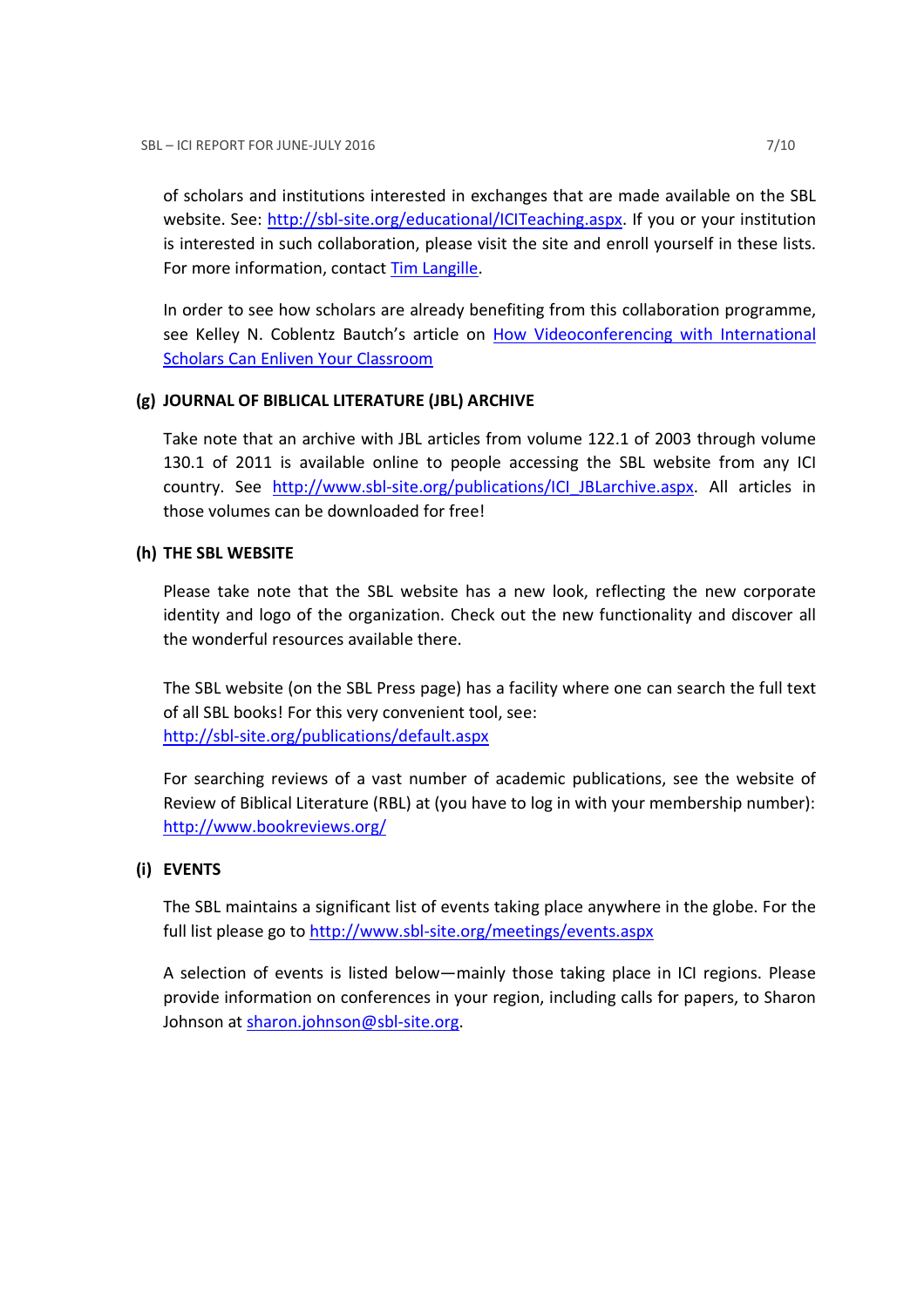of scholars and institutions interested in exchanges that are made available on the SBL website. See: [http://sbl-site.org/educational/ICITeaching.aspx](http://sbl-site.org/educational/ICITeaching.aspx). If you or your institution is interested in such collaboration, please visit the site and enroll yourself in these lists. For more information, contact Tim Langille.

In order to see how scholars are already benefiting from this collaboration programme, see Kelley N. Coblentz Bautch's article on How Videoconferencing with International Scholars Can Enliven Your Classroom

### (g) JOURNAL OF BIBLICAL LITERATURE (JBL) ARCHIVE

Take note that an archive with JBL articles from volume 122.1 of 2003 through volume 130.1 of 2011 is available online to people accessing the SBL website from any ICI country. See [http://www.sbl-site.org/publications/ICI_JBLarchive.aspx](http://www.sbl-site.org/publications/ICI_JBLarchive.aspx). All articles in those volumes can be downloaded for free!

### (h) THE SBL WEBSITE

Please take note that the SBL website has a new look, reflecting the new corporate identity and logo of the organization. Check out the new functionality and discover all the wonderful resources available there.

The SBL website (on the SBL Press page) has a facility where one can search the full text of all SBL books! For this very convenient tool, see:
[http://sbl-site.org/publications/default.aspx](http://sbl-site.org/publications/default.aspx)

For searching reviews of a vast number of academic publications, see the website of Review of Biblical Literature (RBL) at (you have to log in with your membership number):
[http://www.bookreviews.org/](http://www.bookreviews.org/)

### (i) EVENTS

The SBL maintains a significant list of events taking place anywhere in the globe. For the full list please go to [http://www.sbl-site.org/meetings/events.aspx](http://www.sbl-site.org/meetings/events.aspx)

A selection of events is listed below—mainly those taking place in ICI regions. Please provide information on conferences in your region, including calls for papers, to Sharon Johnson at [sharon.johnson@sbl-site.org](mailto:sharon.johnson@sbl-site.org).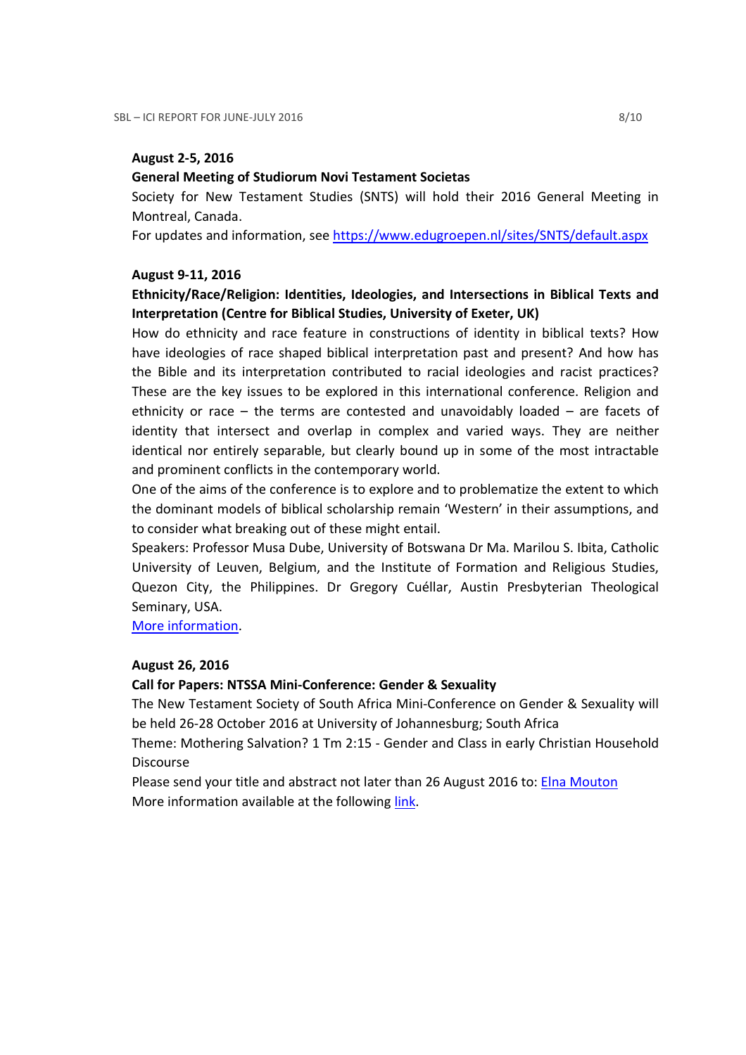**August 2-5, 2016**

**General Meeting of Studiorum Novi Testament Societas**

Society for New Testament Studies (SNTS) will hold their 2016 General Meeting in Montreal, Canada.

For updates and information, see [https://www.edugroepen.nl/sites/SNTS/default.aspx](https://www.edugroepen.nl/sites/SNTS/default.aspx)

**August 9-11, 2016**

**Ethnicity/Race/Religion: Identities, Ideologies, and Intersections in Biblical Texts and Interpretation (Centre for Biblical Studies, University of Exeter, UK)**

How do ethnicity and race feature in constructions of identity in biblical texts? How have ideologies of race shaped biblical interpretation past and present? And how has the Bible and its interpretation contributed to racial ideologies and racist practices? These are the key issues to be explored in this international conference. Religion and ethnicity or race – the terms are contested and unavoidably loaded – are facets of identity that intersect and overlap in complex and varied ways. They are neither identical nor entirely separable, but clearly bound up in some of the most intractable and prominent conflicts in the contemporary world.

One of the aims of the conference is to explore and to problematize the extent to which the dominant models of biblical scholarship remain 'Western' in their assumptions, and to consider what breaking out of these might entail.

Speakers: Professor Musa Dube, University of Botswana Dr Ma. Marilou S. Ibita, Catholic University of Leuven, Belgium, and the Institute of Formation and Religious Studies, Quezon City, the Philippines. Dr Gregory Cuéllar, Austin Presbyterian Theological Seminary, USA.

More information.

**August 26, 2016**

**Call for Papers: NTSSA Mini-Conference: Gender & Sexuality**

The New Testament Society of South Africa Mini-Conference on Gender & Sexuality will be held 26-28 October 2016 at University of Johannesburg; South Africa

Theme: Mothering Salvation? 1 Tm 2:15 - Gender and Class in early Christian Household Discourse

Please send your title and abstract not later than 26 August 2016 to: Elna Mouton

More information available at the following link.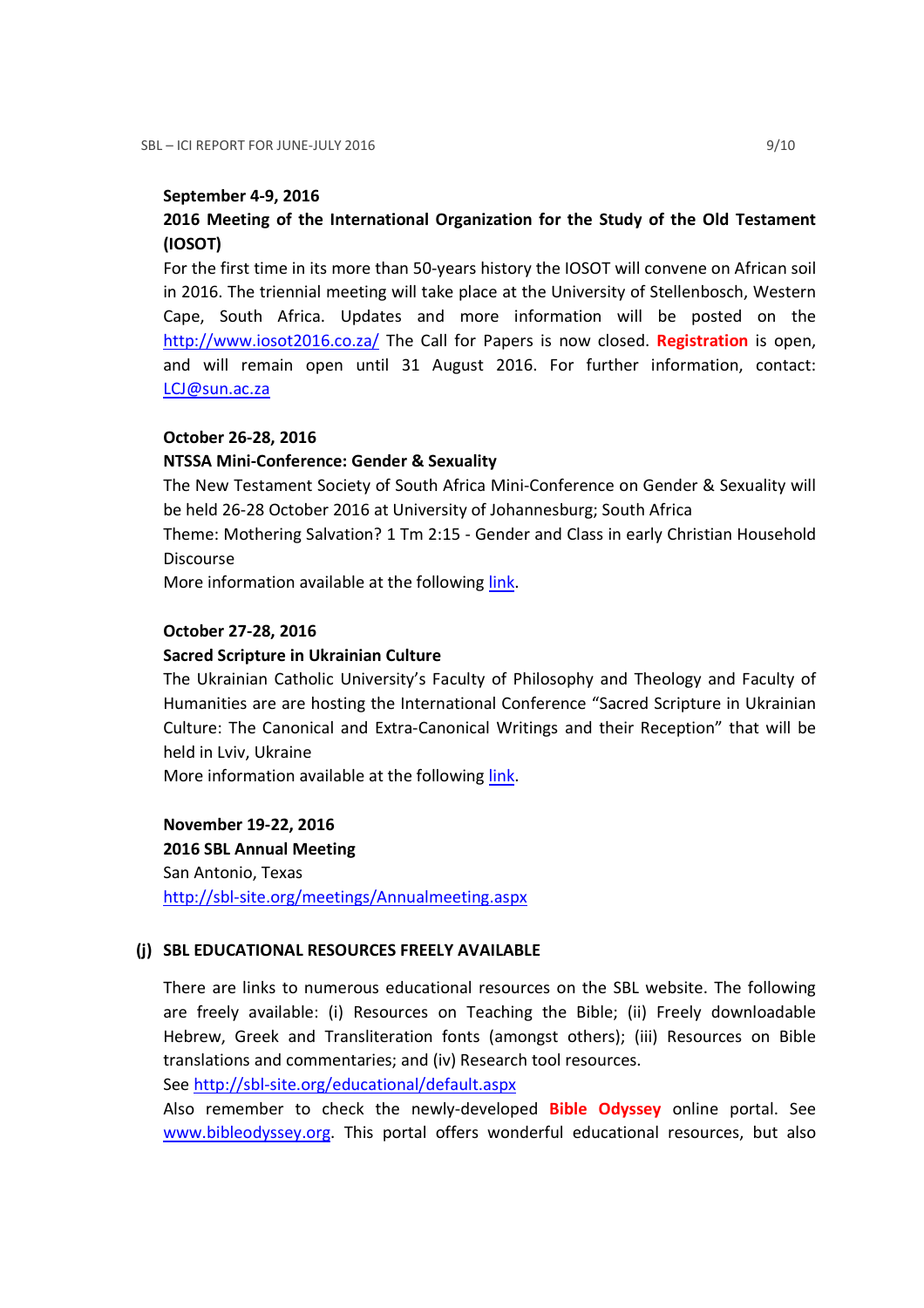**September 4-9, 2016**

**2016 Meeting of the International Organization for the Study of the Old Testament (IOSOT)**

For the first time in its more than 50-years history the IOSOT will convene on African soil in 2016. The triennial meeting will take place at the University of Stellenbosch, Western Cape, South Africa. Updates and more information will be posted on the [http://www.iosot2016.co.za/](http://www.iosot2016.co.za/) The Call for Papers is now closed. **Registration** is open, and will remain open until 31 August 2016. For further information, contact: [LCJ@sun.ac.za](mailto:LCJ@sun.ac.za)

**October 26-28, 2016**

**NTSSA Mini-Conference: Gender & Sexuality**

The New Testament Society of South Africa Mini-Conference on Gender & Sexuality will be held 26-28 October 2016 at University of Johannesburg; South Africa

Theme: Mothering Salvation? 1 Tm 2:15 - Gender and Class in early Christian Household Discourse

More information available at the following link.

**October 27-28, 2016**

**Sacred Scripture in Ukrainian Culture**

The Ukrainian Catholic University's Faculty of Philosophy and Theology and Faculty of Humanities are are hosting the International Conference "Sacred Scripture in Ukrainian Culture: The Canonical and Extra-Canonical Writings and their Reception" that will be held in Lviv, Ukraine

More information available at the following link.

**November 19-22, 2016**

**2016 SBL Annual Meeting**

San Antonio, Texas

[http://sbl-site.org/meetings/Annualmeeting.aspx](http://sbl-site.org/meetings/Annualmeeting.aspx)

### (j) SBL EDUCATIONAL RESOURCES FREELY AVAILABLE

There are links to numerous educational resources on the SBL website. The following are freely available: (i) Resources on Teaching the Bible; (ii) Freely downloadable Hebrew, Greek and Transliteration fonts (amongst others); (iii) Resources on Bible translations and commentaries; and (iv) Research tool resources.

See [http://sbl-site.org/educational/default.aspx](http://sbl-site.org/educational/default.aspx)

Also remember to check the newly-developed **Bible Odyssey** online portal. See [www.bibleodyssey.org](http://www.bibleodyssey.org). This portal offers wonderful educational resources, but also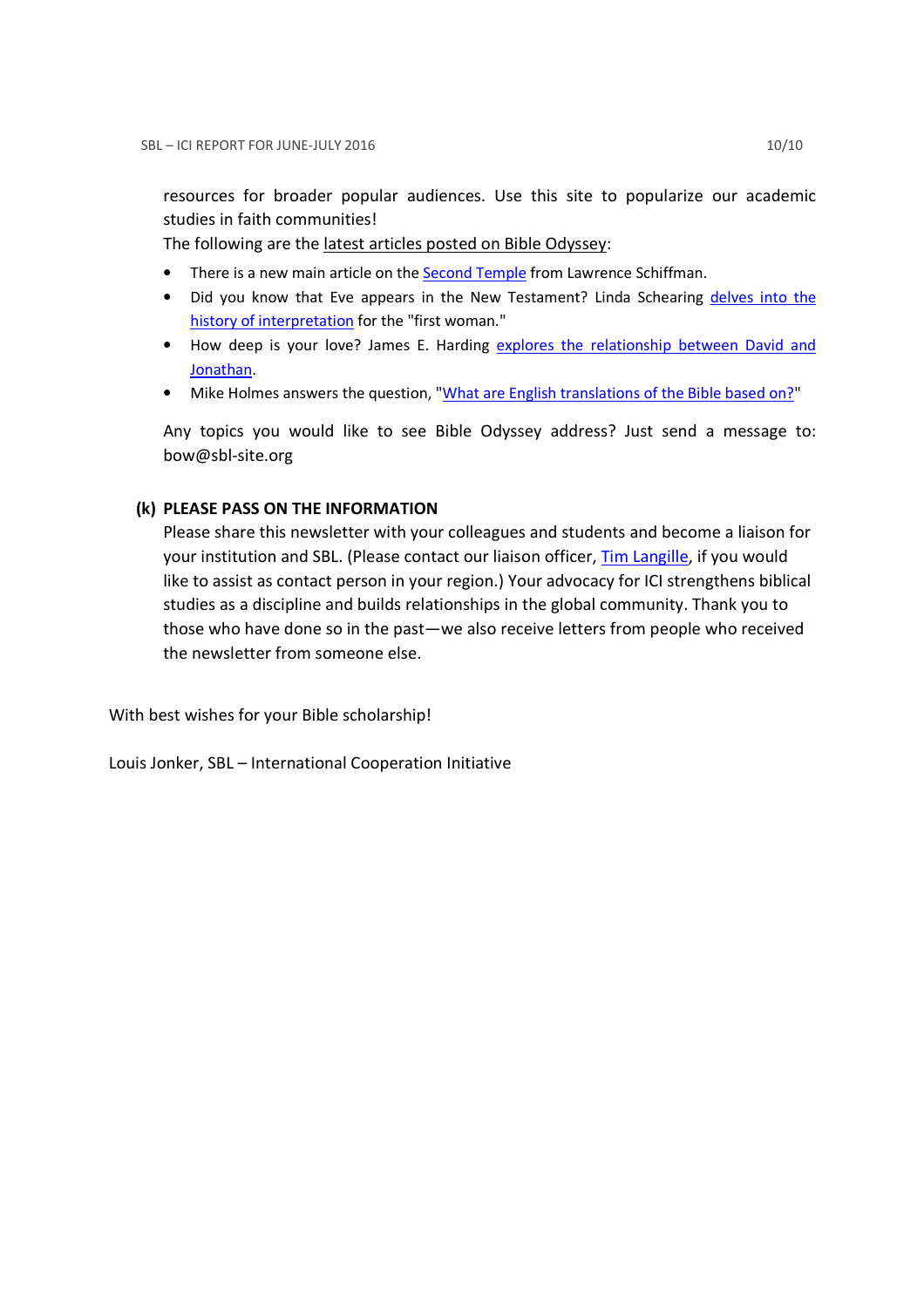resources for broader popular audiences. Use this site to popularize our academic studies in faith communities!

The following are the latest articles posted on Bible Odyssey:

- There is a new main article on the Second Temple from Lawrence Schiffman.
- Did you know that Eve appears in the New Testament? Linda Schearing delves into the history of interpretation for the "first woman."
- How deep is your love? James E. Harding explores the relationship between David and Jonathan.
- Mike Holmes answers the question, "What are English translations of the Bible based on?"

Any topics you would like to see Bible Odyssey address? Just send a message to: bow@sbl-site.org

**(k) PLEASE PASS ON THE INFORMATION**

Please share this newsletter with your colleagues and students and become a liaison for your institution and SBL. (Please contact our liaison officer, Tim Langille, if you would like to assist as contact person in your region.) Your advocacy for ICI strengthens biblical studies as a discipline and builds relationships in the global community. Thank you to those who have done so in the past—we also receive letters from people who received the newsletter from someone else.

With best wishes for your Bible scholarship!

Louis Jonker, SBL – International Cooperation Initiative